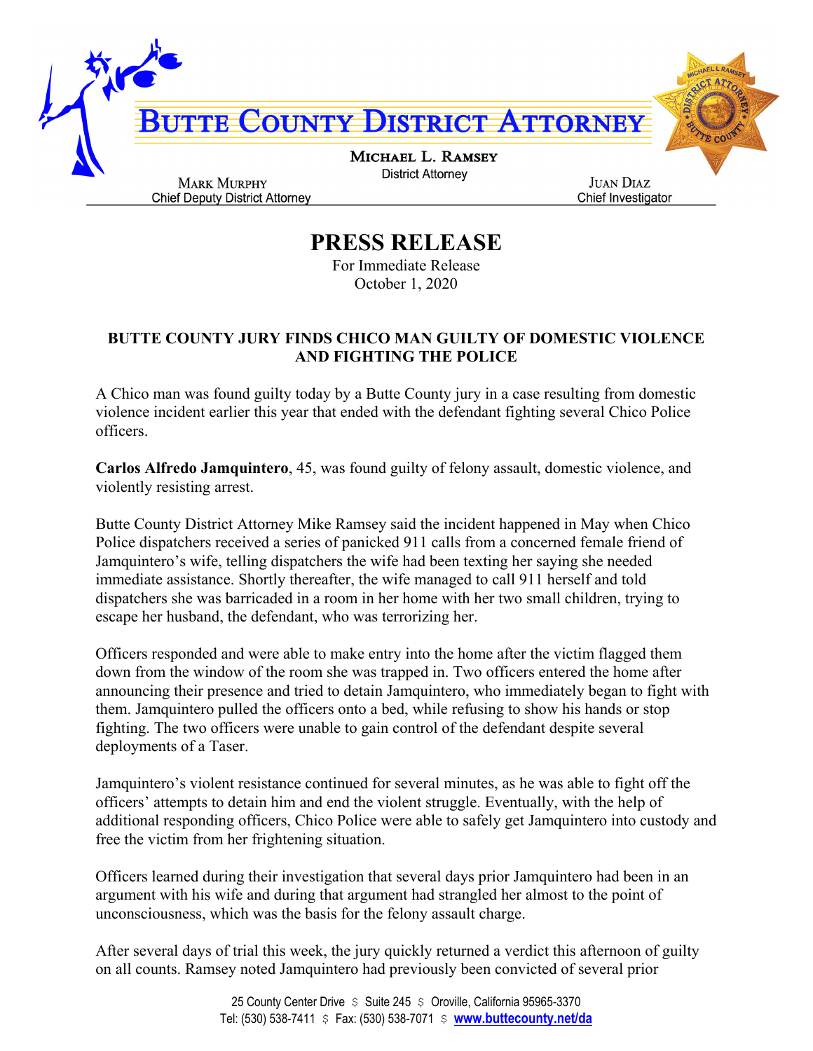# BUTTE COUNTY DISTRICT ATTORNEY

**MICHAEL L. RAMSEY**
District Attorney

MARK MURPHY
Chief Deputy District Attorney

JUAN DIAZ
Chief Investigator

## PRESS RELEASE

For Immediate Release
October 1, 2020

### BUTTE COUNTY JURY FINDS CHICO MAN GUILTY OF DOMESTIC VIOLENCE AND FIGHTING THE POLICE

A Chico man was found guilty today by a Butte County jury in a case resulting from domestic violence incident earlier this year that ended with the defendant fighting several Chico Police officers.

**Carlos Alfredo Jamquintero**, 45, was found guilty of felony assault, domestic violence, and violently resisting arrest.

Butte County District Attorney Mike Ramsey said the incident happened in May when Chico Police dispatchers received a series of panicked 911 calls from a concerned female friend of Jamquintero's wife, telling dispatchers the wife had been texting her saying she needed immediate assistance. Shortly thereafter, the wife managed to call 911 herself and told dispatchers she was barricaded in a room in her home with her two small children, trying to escape her husband, the defendant, who was terrorizing her.

Officers responded and were able to make entry into the home after the victim flagged them down from the window of the room she was trapped in. Two officers entered the home after announcing their presence and tried to detain Jamquintero, who immediately began to fight with them. Jamquintero pulled the officers onto a bed, while refusing to show his hands or stop fighting. The two officers were unable to gain control of the defendant despite several deployments of a Taser.

Jamquintero's violent resistance continued for several minutes, as he was able to fight off the officers' attempts to detain him and end the violent struggle. Eventually, with the help of additional responding officers, Chico Police were able to safely get Jamquintero into custody and free the victim from her frightening situation.

Officers learned during their investigation that several days prior Jamquintero had been in an argument with his wife and during that argument had strangled her almost to the point of unconsciousness, which was the basis for the felony assault charge.

After several days of trial this week, the jury quickly returned a verdict this afternoon of guilty on all counts. Ramsey noted Jamquintero had previously been convicted of several prior

25 County Center Drive $ Suite 245 $ Oroville, California 95965-3370
Tel: (530) 538-7411 $ Fax: (530) 538-7071 $ www.buttecounty.net/da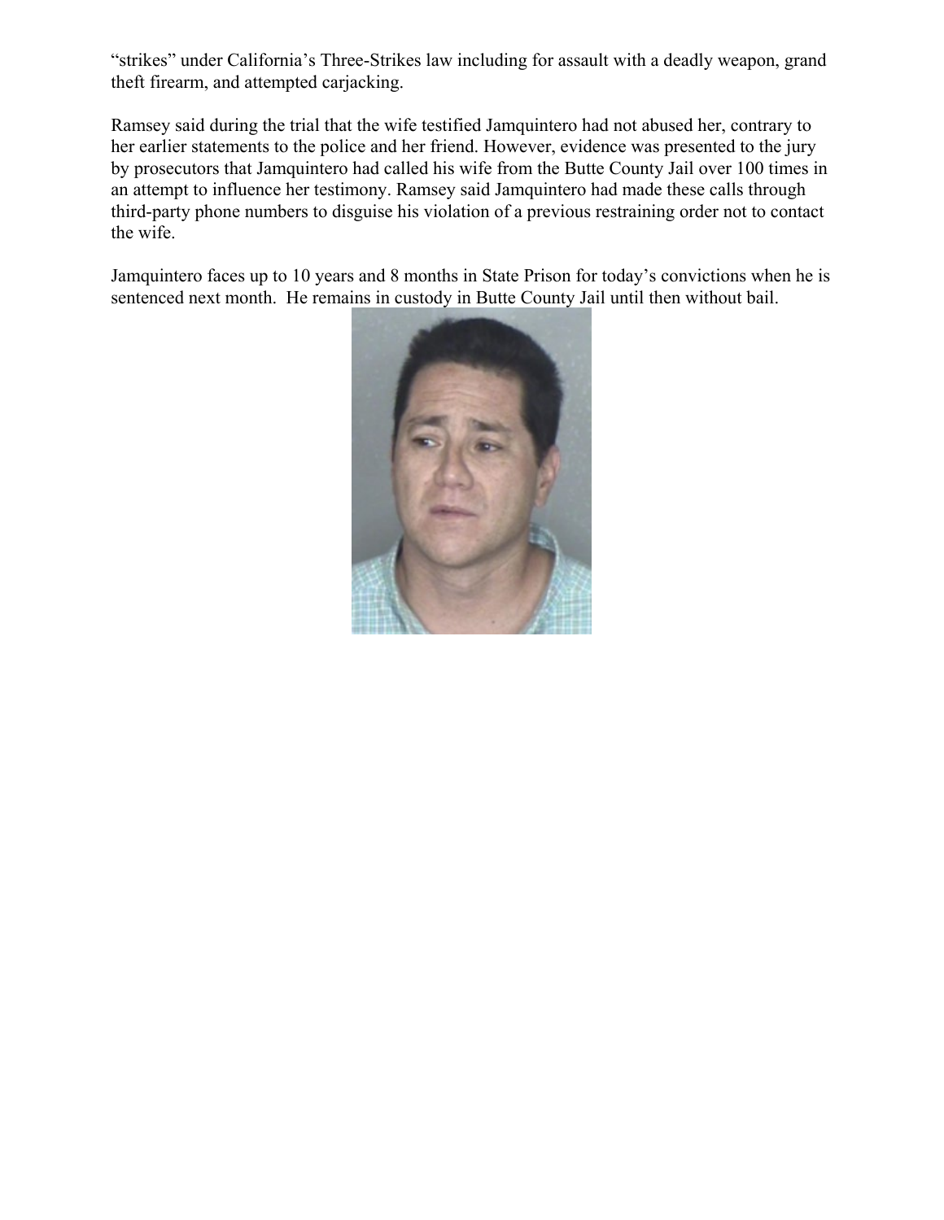"strikes" under California's Three-Strikes law including for assault with a deadly weapon, grand theft firearm, and attempted carjacking.

Ramsey said during the trial that the wife testified Jamquintero had not abused her, contrary to her earlier statements to the police and her friend. However, evidence was presented to the jury by prosecutors that Jamquintero had called his wife from the Butte County Jail over 100 times in an attempt to influence her testimony. Ramsey said Jamquintero had made these calls through third-party phone numbers to disguise his violation of a previous restraining order not to contact the wife.

Jamquintero faces up to 10 years and 8 months in State Prison for today's convictions when he is sentenced next month. He remains in custody in Butte County Jail until then without bail.